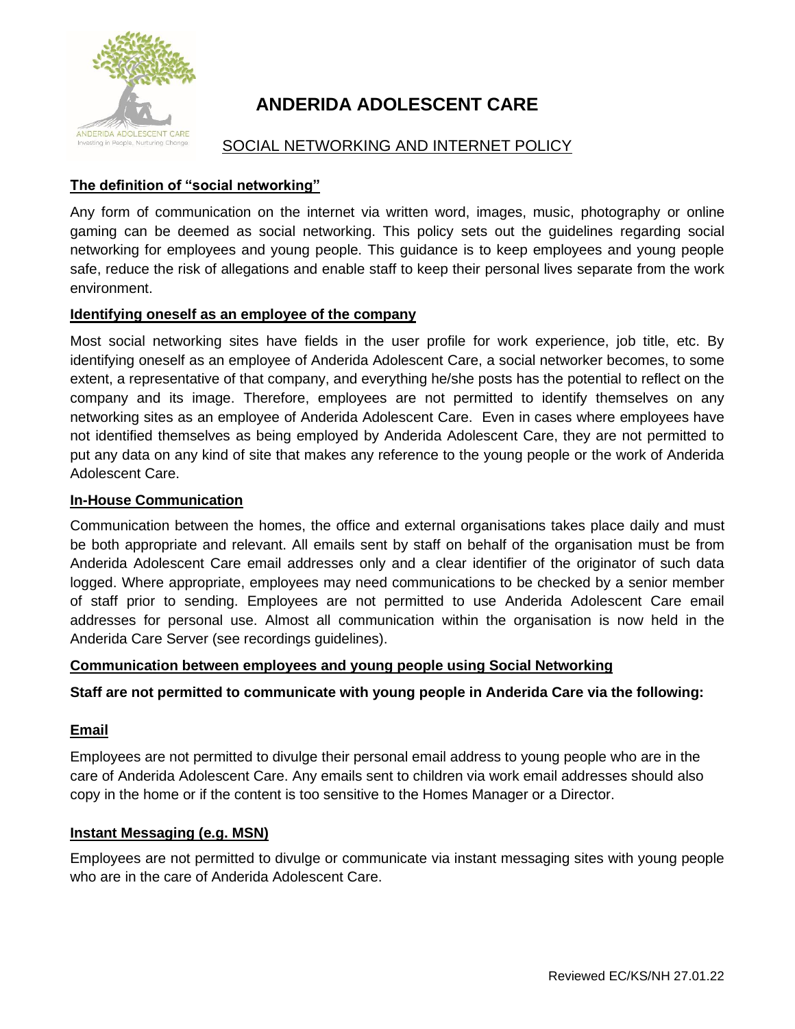# ANDERIDA ADOLESCENT CARE

## SOCIAL NETWORKING AND INTERNET POLICY

### The definition of "social networking"

Any form of communication on the internet via written word, images, music, photography or online gaming can be deemed as social networking. This policy sets out the guidelines regarding social networking for employees and young people. This guidance is to keep employees and young people safe, reduce the risk of allegations and enable staff to keep their personal lives separate from the work environment.

### Identifying oneself as an employee of the company

Most social networking sites have fields in the user profile for work experience, job title, etc. By identifying oneself as an employee of Anderida Adolescent Care, a social networker becomes, to some extent, a representative of that company, and everything he/she posts has the potential to reflect on the company and its image. Therefore, employees are not permitted to identify themselves on any networking sites as an employee of Anderida Adolescent Care. Even in cases where employees have not identified themselves as being employed by Anderida Adolescent Care, they are not permitted to put any data on any kind of site that makes any reference to the young people or the work of Anderida Adolescent Care.

### In-House Communication

Communication between the homes, the office and external organisations takes place daily and must be both appropriate and relevant. All emails sent by staff on behalf of the organisation must be from Anderida Adolescent Care email addresses only and a clear identifier of the originator of such data logged. Where appropriate, employees may need communications to be checked by a senior member of staff prior to sending. Employees are not permitted to use Anderida Adolescent Care email addresses for personal use. Almost all communication within the organisation is now held in the Anderida Care Server (see recordings guidelines).

### Communication between employees and young people using Social Networking

**Staff are not permitted to communicate with young people in Anderida Care via the following:**

### Email

Employees are not permitted to divulge their personal email address to young people who are in the care of Anderida Adolescent Care. Any emails sent to children via work email addresses should also copy in the home or if the content is too sensitive to the Homes Manager or a Director.

### Instant Messaging (e.g. MSN)

Employees are not permitted to divulge or communicate via instant messaging sites with young people who are in the care of Anderida Adolescent Care.

Reviewed EC/KS/NH 27.01.22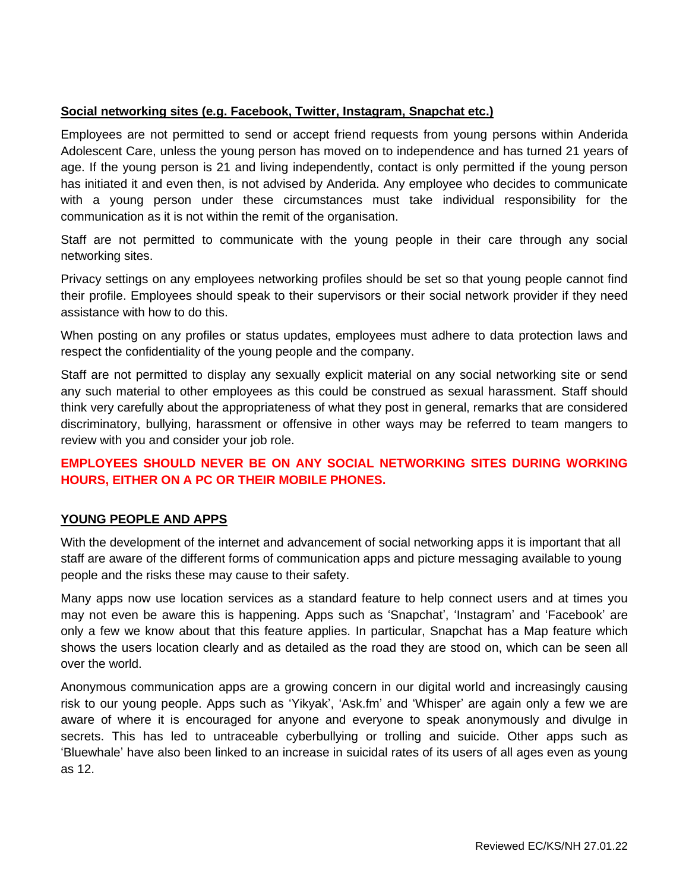**Social networking sites (e.g. Facebook, Twitter, Instagram, Snapchat etc.)**

Employees are not permitted to send or accept friend requests from young persons within Anderida Adolescent Care, unless the young person has moved on to independence and has turned 21 years of age. If the young person is 21 and living independently, contact is only permitted if the young person has initiated it and even then, is not advised by Anderida. Any employee who decides to communicate with a young person under these circumstances must take individual responsibility for the communication as it is not within the remit of the organisation.

Staff are not permitted to communicate with the young people in their care through any social networking sites.

Privacy settings on any employees networking profiles should be set so that young people cannot find their profile. Employees should speak to their supervisors or their social network provider if they need assistance with how to do this.

When posting on any profiles or status updates, employees must adhere to data protection laws and respect the confidentiality of the young people and the company.

Staff are not permitted to display any sexually explicit material on any social networking site or send any such material to other employees as this could be construed as sexual harassment. Staff should think very carefully about the appropriateness of what they post in general, remarks that are considered discriminatory, bullying, harassment or offensive in other ways may be referred to team mangers to review with you and consider your job role.

**EMPLOYEES SHOULD NEVER BE ON ANY SOCIAL NETWORKING SITES DURING WORKING HOURS, EITHER ON A PC OR THEIR MOBILE PHONES.**

**YOUNG PEOPLE AND APPS**

With the development of the internet and advancement of social networking apps it is important that all staff are aware of the different forms of communication apps and picture messaging available to young people and the risks these may cause to their safety.

Many apps now use location services as a standard feature to help connect users and at times you may not even be aware this is happening. Apps such as 'Snapchat', 'Instagram' and 'Facebook' are only a few we know about that this feature applies. In particular, Snapchat has a Map feature which shows the users location clearly and as detailed as the road they are stood on, which can be seen all over the world.

Anonymous communication apps are a growing concern in our digital world and increasingly causing risk to our young people. Apps such as 'Yikyak', 'Ask.fm' and 'Whisper' are again only a few we are aware of where it is encouraged for anyone and everyone to speak anonymously and divulge in secrets. This has led to untraceable cyberbullying or trolling and suicide. Other apps such as 'Bluewhale' have also been linked to an increase in suicidal rates of its users of all ages even as young as 12.

Reviewed EC/KS/NH 27.01.22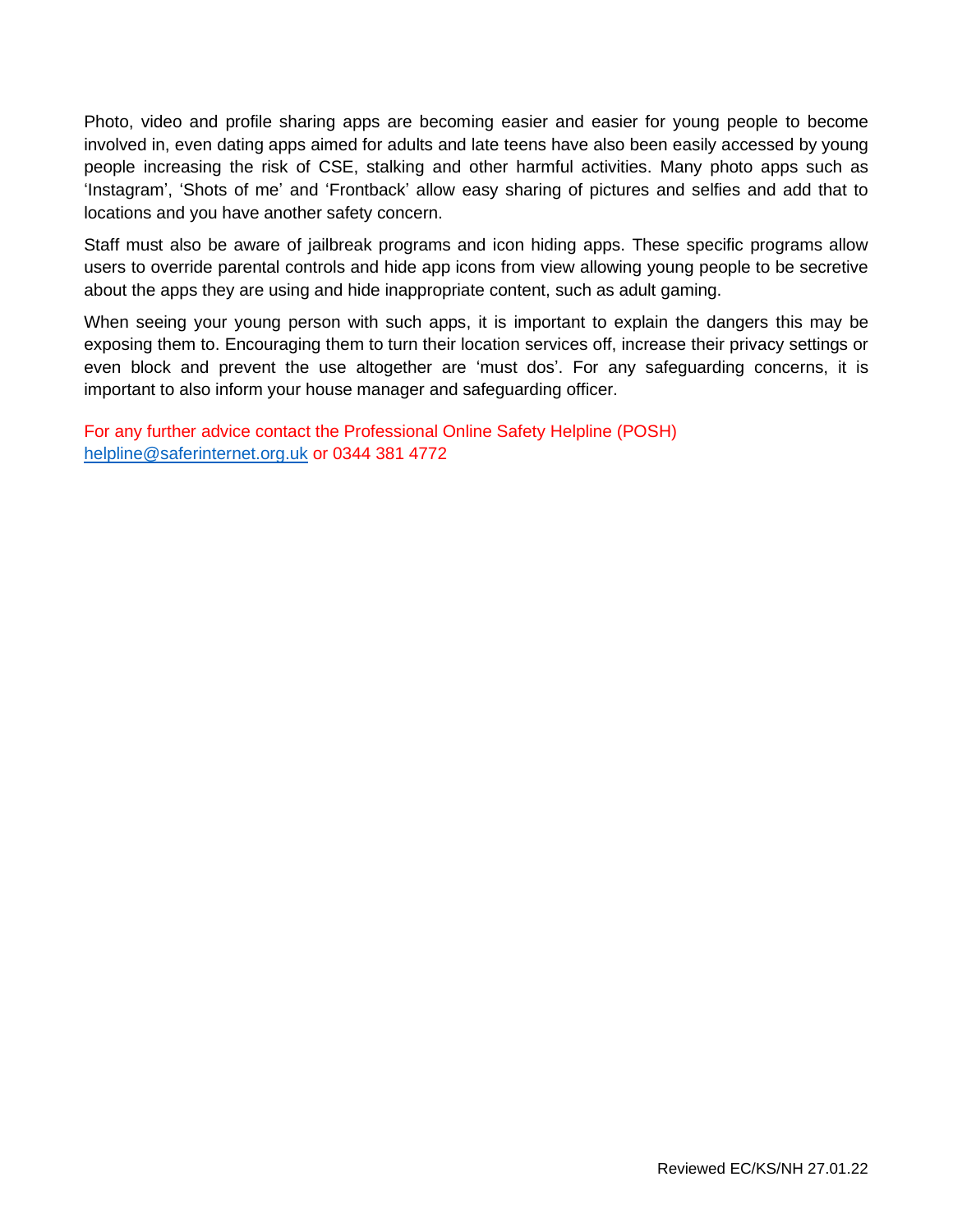Photo, video and profile sharing apps are becoming easier and easier for young people to become involved in, even dating apps aimed for adults and late teens have also been easily accessed by young people increasing the risk of CSE, stalking and other harmful activities. Many photo apps such as 'Instagram', 'Shots of me' and 'Frontback' allow easy sharing of pictures and selfies and add that to locations and you have another safety concern.

Staff must also be aware of jailbreak programs and icon hiding apps. These specific programs allow users to override parental controls and hide app icons from view allowing young people to be secretive about the apps they are using and hide inappropriate content, such as adult gaming.

When seeing your young person with such apps, it is important to explain the dangers this may be exposing them to. Encouraging them to turn their location services off, increase their privacy settings or even block and prevent the use altogether are 'must dos'. For any safeguarding concerns, it is important to also inform your house manager and safeguarding officer.

For any further advice contact the Professional Online Safety Helpline (POSH) helpline@saferinternet.org.uk or 0344 381 4772

Reviewed EC/KS/NH 27.01.22